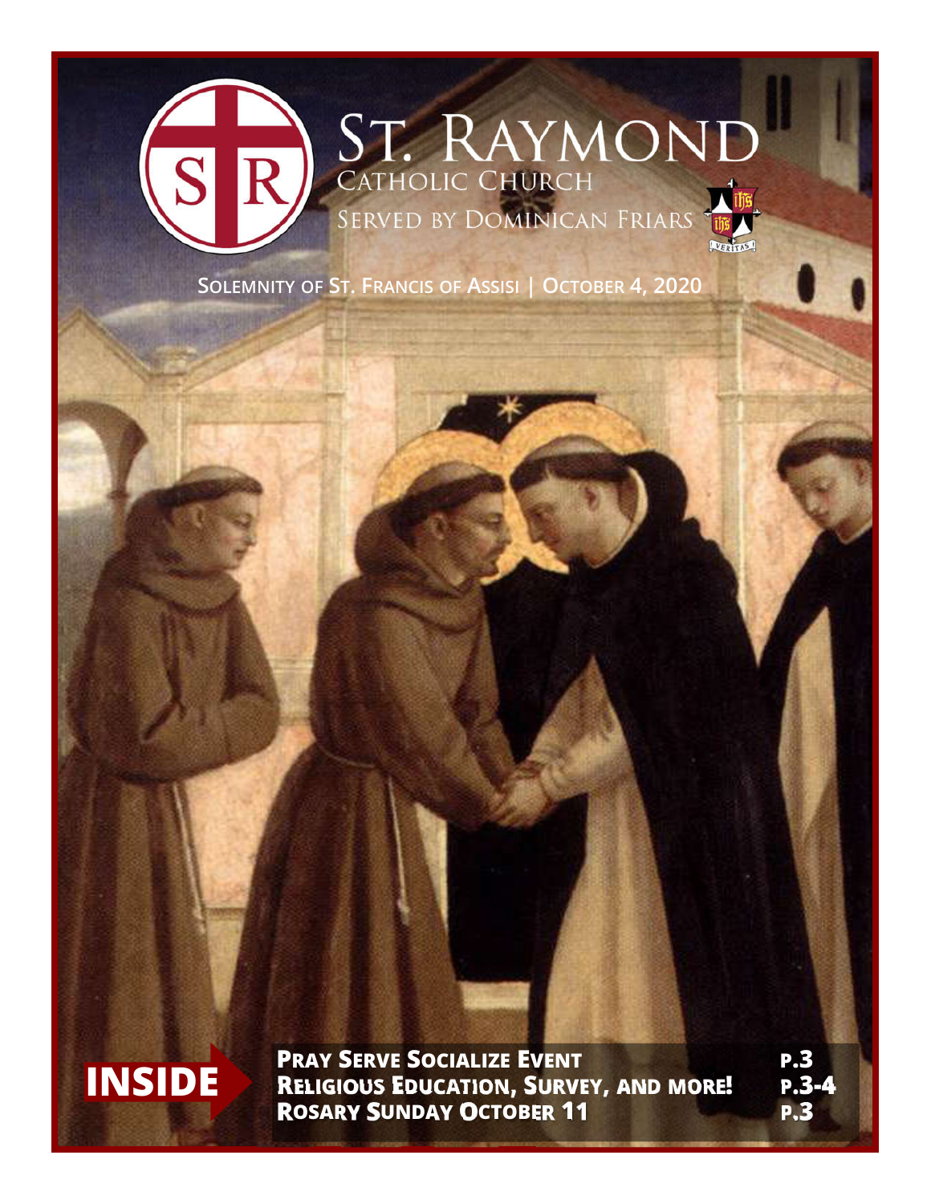# St. Raymond

Catholic Church

Served by Dominican Friars

**Solemnity of St. Francis of Assisi | October 4, 2020**

**INSIDE**

| | |
|---|---|
| **Pray Serve Socialize Event** | **p.3** |
| **Religious Education, Survey, and more!** | **p.3-4** |
| **Rosary Sunday October 11** | **p.3** |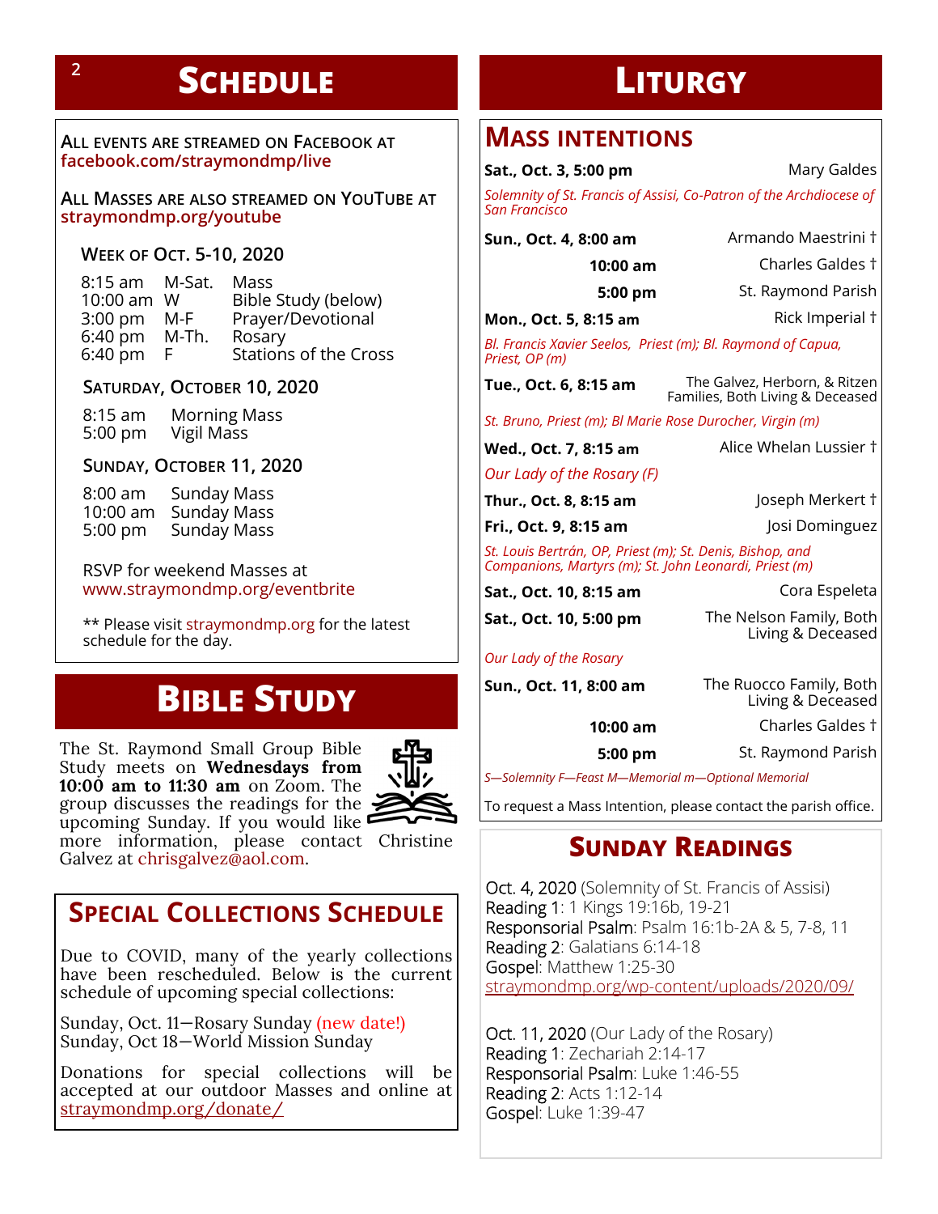# Schedule

**ALL EVENTS ARE STREAMED ON FACEBOOK AT facebook.com/straymondmp/live**

**ALL MASSES ARE ALSO STREAMED ON YOUTUBE AT straymondmp.org/youtube**

### WEEK OF OCT. 5-10, 2020

| | | |
|---|---|---|
| 8:15 am | M-Sat. | Mass |
| 10:00 am | W | Bible Study (below) |
| 3:00 pm | M-F | Prayer/Devotional |
| 6:40 pm | M-Th. | Rosary |
| 6:40 pm | F | Stations of the Cross |

### SATURDAY, OCTOBER 10, 2020

| | |
|---|---|
| 8:15 am | Morning Mass |
| 5:00 pm | Vigil Mass |

### SUNDAY, OCTOBER 11, 2020

| | |
|---|---|
| 8:00 am | Sunday Mass |
| 10:00 am | Sunday Mass |
| 5:00 pm | Sunday Mass |

RSVP for weekend Masses at www.straymondmp.org/eventbrite

** Please visit straymondmp.org for the latest schedule for the day.

# Bible Study

The St. Raymond Small Group Bible Study meets on **Wednesdays from 10:00 am to 11:30 am** on Zoom. The group discusses the readings for the upcoming Sunday. If you would like more information, please contact Christine Galvez at chrisgalvez@aol.com.

## SPECIAL COLLECTIONS SCHEDULE

Due to COVID, many of the yearly collections have been rescheduled. Below is the current schedule of upcoming special collections:

Sunday, Oct. 11—Rosary Sunday (new date!)
Sunday, Oct 18—World Mission Sunday

Donations for special collections will be accepted at our outdoor Masses and online at straymondmp.org/donate/

# Liturgy

## MASS INTENTIONS

| | |
|---|---|
| **Sat., Oct. 3, 5:00 pm** | Mary Galdes |
| *Solemnity of St. Francis of Assisi, Co-Patron of the Archdiocese of San Francisco* | |
| **Sun., Oct. 4, 8:00 am** | Armando Maestrini † |
| **10:00 am** | Charles Galdes † |
| **5:00 pm** | St. Raymond Parish |
| **Mon., Oct. 5, 8:15 am** | Rick Imperial † |
| *Bl. Francis Xavier Seelos, Priest (m); Bl. Raymond of Capua, Priest, OP (m)* | |
| **Tue., Oct. 6, 8:15 am** | The Galvez, Herborn, & Ritzen Families, Both Living & Deceased |
| *St. Bruno, Priest (m); Bl Marie Rose Durocher, Virgin (m)* | |
| **Wed., Oct. 7, 8:15 am** | Alice Whelan Lussier † |
| *Our Lady of the Rosary (F)* | |
| **Thur., Oct. 8, 8:15 am** | Joseph Merkert † |
| **Fri., Oct. 9, 8:15 am** | Josi Dominguez |
| *St. Louis Bertrán, OP, Priest (m); St. Denis, Bishop, and Companions, Martyrs (m); St. John Leonardi, Priest (m)* | |
| **Sat., Oct. 10, 8:15 am** | Cora Espeleta |
| **Sat., Oct. 10, 5:00 pm** | The Nelson Family, Both Living & Deceased |
| *Our Lady of the Rosary* | |
| **Sun., Oct. 11, 8:00 am** | The Ruocco Family, Both Living & Deceased |
| **10:00 am** | Charles Galdes † |
| **5:00 pm** | St. Raymond Parish |

*S—Solemnity F—Feast M—Memorial m—Optional Memorial*

To request a Mass Intention, please contact the parish office.

## SUNDAY READINGS

Oct. 4, 2020 (Solemnity of St. Francis of Assisi)
Reading 1: 1 Kings 19:16b, 19-21
Responsorial Psalm: Psalm 16:1b-2A & 5, 7-8, 11
Reading 2: Galatians 6:14-18
Gospel: Matthew 1:25-30
straymondmp.org/wp-content/uploads/2020/09/

Oct. 11, 2020 (Our Lady of the Rosary)
Reading 1: Zechariah 2:14-17
Responsorial Psalm: Luke 1:46-55
Reading 2: Acts 1:12-14
Gospel: Luke 1:39-47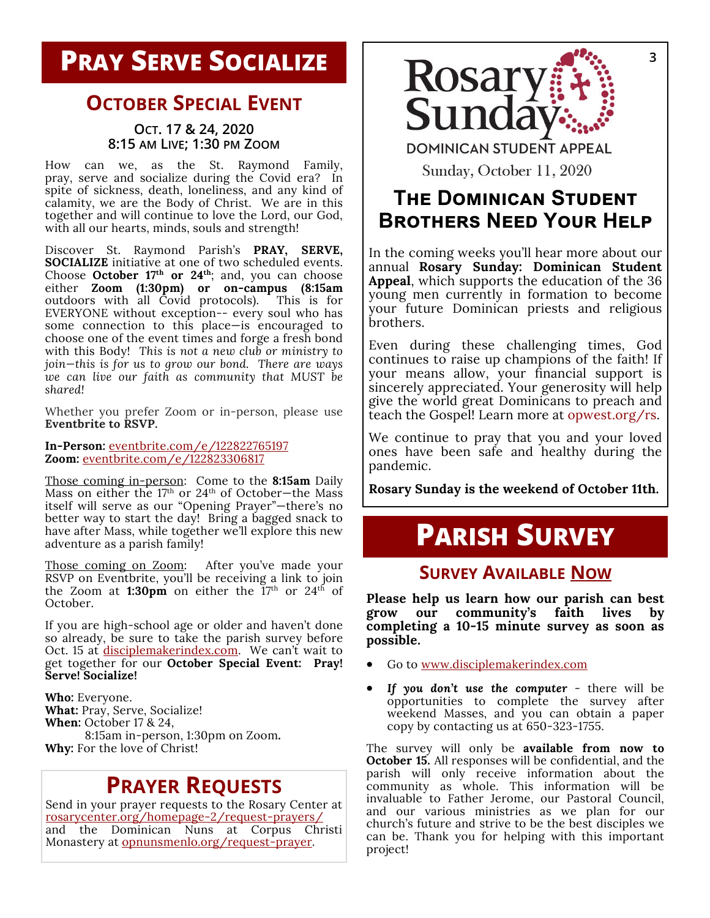# PRAY SERVE SOCIALIZE

## OCTOBER SPECIAL EVENT

**OCT. 17 & 24, 2020**
**8:15 AM LIVE; 1:30 PM ZOOM**

How can we, as the St. Raymond Family, pray, serve and socialize during the Covid era? In spite of sickness, death, loneliness, and any kind of calamity, we are the Body of Christ. We are in this together and will continue to love the Lord, our God, with all our hearts, minds, souls and strength!

Discover St. Raymond Parish's **PRAY, SERVE, SOCIALIZE** initiative at one of two scheduled events. Choose **October 17th or 24th**; and, you can choose either **Zoom (1:30pm) or on-campus (8:15am** outdoors with all Covid protocols). This is for EVERYONE without exception-- every soul who has some connection to this place—is encouraged to choose one of the event times and forge a fresh bond with this Body! *This is not a new club or ministry to join—this is for us to grow our bond. There are ways we can live our faith as community that MUST be shared!*

Whether you prefer Zoom or in-person, please use **Eventbrite to RSVP.**

**In-Person:** eventbrite.com/e/122822765197
**Zoom:** eventbrite.com/e/122823306817

Those coming in-person: Come to the **8:15am** Daily Mass on either the 17th or 24th of October—the Mass itself will serve as our "Opening Prayer"—there's no better way to start the day! Bring a bagged snack to have after Mass, while together we'll explore this new adventure as a parish family!

Those coming on Zoom: After you've made your RSVP on Eventbrite, you'll be receiving a link to join the Zoom at **1:30pm** on either the 17th or 24th of October.

If you are high-school age or older and haven't done so already, be sure to take the parish survey before Oct. 15 at disciplemakerindex.com. We can't wait to get together for our **October Special Event: Pray! Serve! Socialize!**

**Who:** Everyone.
**What:** Pray, Serve, Socialize!
**When:** October 17 & 24,
8:15am in-person, 1:30pm on Zoom.
**Why:** For the love of Christ!

## PRAYER REQUESTS

Send in your prayer requests to the Rosary Center at rosarycenter.org/homepage-2/request-prayers/ and the Dominican Nuns at Corpus Christi Monastery at opnunsmenlo.org/request-prayer.

Rosary Sunday

DOMINICAN STUDENT APPEAL

Sunday, October 11, 2020

## THE DOMINICAN STUDENT BROTHERS NEED YOUR HELP

In the coming weeks you'll hear more about our annual **Rosary Sunday: Dominican Student Appeal**, which supports the education of the 36 young men currently in formation to become your future Dominican priests and religious brothers.

Even during these challenging times, God continues to raise up champions of the faith! If your means allow, your financial support is sincerely appreciated. Your generosity will help give the world great Dominicans to preach and teach the Gospel! Learn more at opwest.org/rs.

We continue to pray that you and your loved ones have been safe and healthy during the pandemic.

**Rosary Sunday is the weekend of October 11th.**

# PARISH SURVEY

## SURVEY AVAILABLE NOW

**Please help us learn how our parish can best grow our community's faith lives by completing a 10-15 minute survey as soon as possible.**

- Go to www.disciplemakerindex.com
- ***If you don't use the computer*** - there will be opportunities to complete the survey after weekend Masses, and you can obtain a paper copy by contacting us at 650-323-1755.

The survey will only be **available from now to October 15.** All responses will be confidential, and the parish will only receive information about the community as whole. This information will be invaluable to Father Jerome, our Pastoral Council, and our various ministries as we plan for our church's future and strive to be the best disciples we can be. Thank you for helping with this important project!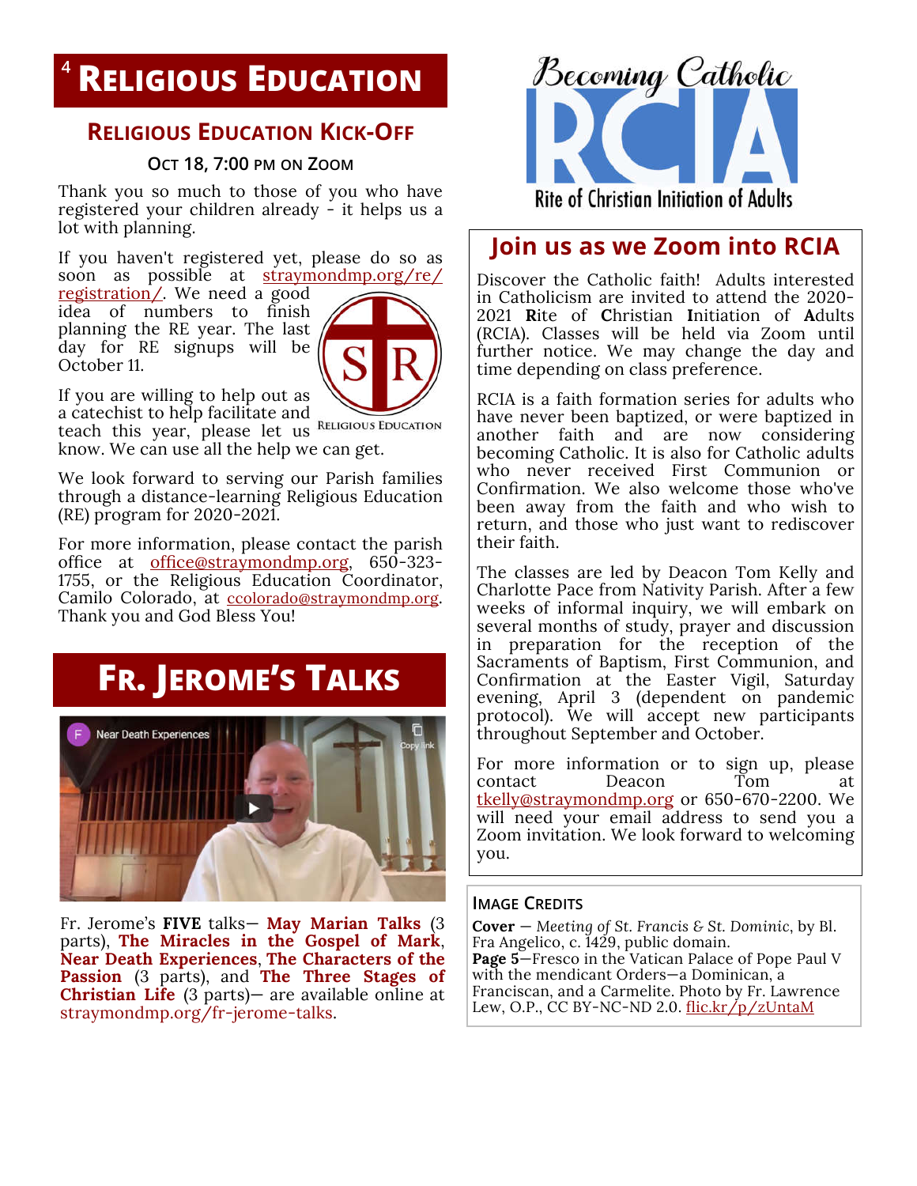# Religious Education

## Religious Education Kick-Off

### Oct 18, 7:00 pm on Zoom

Thank you so much to those of you who have registered your children already - it helps us a lot with planning.

If you haven't registered yet, please do so as soon as possible at straymondmp.org/re/registration/. We need a good idea of numbers to finish planning the RE year. The last day for RE signups will be October 11.

If you are willing to help out as a catechist to help facilitate and teach this year, please let us know. We can use all the help we can get.

We look forward to serving our Parish families through a distance-learning Religious Education (RE) program for 2020-2021.

For more information, please contact the parish office at office@straymondmp.org, 650-323-1755, or the Religious Education Coordinator, Camilo Colorado, at ccolorado@straymondmp.org. Thank you and God Bless You!

# Fr. Jerome's Talks

Fr. Jerome's **FIVE** talks— **May Marian Talks** (3 parts), **The Miracles in the Gospel of Mark**, **Near Death Experiences**, **The Characters of the Passion** (3 parts), and **The Three Stages of Christian Life** (3 parts)— are available online at straymondmp.org/fr-jerome-talks.

Becoming Catholic
RCIA
Rite of Christian Initiation of Adults

## Join us as we Zoom into RCIA

Discover the Catholic faith! Adults interested in Catholicism are invited to attend the 2020-2021 **R**ite of **C**hristian **I**nitiation of **A**dults (RCIA). Classes will be held via Zoom until further notice. We may change the day and time depending on class preference.

RCIA is a faith formation series for adults who have never been baptized, or were baptized in another faith and are now considering becoming Catholic. It is also for Catholic adults who never received First Communion or Confirmation. We also welcome those who've been away from the faith and who wish to return, and those who just want to rediscover their faith.

The classes are led by Deacon Tom Kelly and Charlotte Pace from Nativity Parish. After a few weeks of informal inquiry, we will embark on several months of study, prayer and discussion in preparation for reception of the Sacraments of Baptism, First Communion, and Confirmation at the Easter Vigil, Saturday evening, April 3 (dependent on pandemic protocol). We will accept new participants throughout September and October.

For more information or to sign up, please contact Deacon Tom at tkelly@straymondmp.org or 650-670-2200. We will need your email address to send you a Zoom invitation. We look forward to welcoming you.

### Image Credits

**Cover** — *Meeting of St. Francis & St. Dominic*, by Bl. Fra Angelico, c. 1429, public domain.
**Page 5**—Fresco in the Vatican Palace of Pope Paul V with the mendicant Orders—a Dominican, a Franciscan, and a Carmelite. Photo by Fr. Lawrence Lew, O.P., CC BY-NC-ND 2.0. flic.kr/p/zUntaM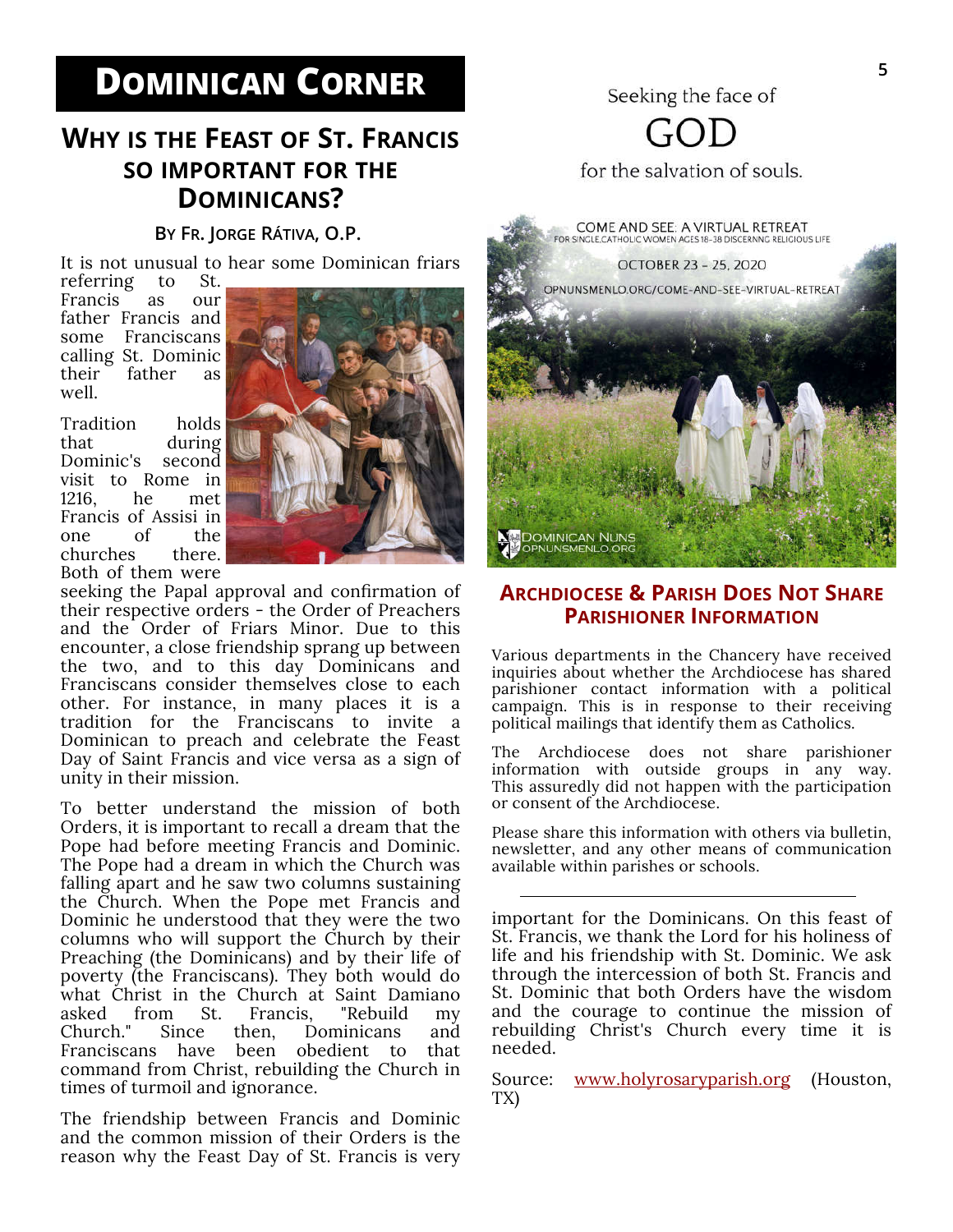# Dominican Corner

## Why is the Feast of St. Francis so important for the Dominicans?

**By Fr. Jorge Rátiva, O.P.**

It is not unusual to hear some Dominican friars referring to St. Francis as our father Francis and some Franciscans calling St. Dominic their father as well.

Tradition holds that during Dominic's second visit to Rome in 1216, he met Francis of Assisi in one of the churches there. Both of them were seeking the Papal approval and confirmation of their respective orders - the Order of Preachers and the Order of Friars Minor. Due to this encounter, a close friendship sprang up between the two, and to this day Dominicans and Franciscans consider themselves close to each other. For instance, in many places it is a tradition for the Franciscans to invite a Dominican to preach and celebrate the Feast Day of Saint Francis and vice versa as a sign of unity in their mission.

To better understand the mission of both Orders, it is important to recall a dream that the Pope had before meeting Francis and Dominic. The Pope had a dream in which the Church was falling apart and he saw two columns sustaining the Church. When the Pope met Francis and Dominic he understood that they were the two columns who will support the Church by their Preaching (the Dominicans) and by their life of poverty (the Franciscans). They both would do what Christ in the Church at Saint Damiano asked from St. Francis, "Rebuild my Church." Since then, Dominicans and Franciscans have been obedient to that command from Christ, rebuilding the Church in times of turmoil and ignorance.

The friendship between Francis and Dominic and the common mission of their Orders is the reason why the Feast Day of St. Francis is very important for the Dominicans. On this feast of St. Francis, we thank the Lord for his holiness of life and his friendship with St. Dominic. We ask through the intercession of both St. Francis and St. Dominic that both Orders have the wisdom and the courage to continue the mission of rebuilding Christ's Church every time it is needed.

Source: www.holyrosaryparish.org (Houston, TX)

Seeking the face of GOD for the salvation of souls.

COME AND SEE: A VIRTUAL RETREAT
FOR SINGLE CATHOLIC WOMEN AGES 18-38 DISCERNING RELIGIOUS LIFE

OCTOBER 23 - 25, 2020

OPNUNSMENLO.ORG/COME-AND-SEE-VIRTUAL-RETREAT

DOMINICAN NUNS
OPNUNSMENLO.ORG

## Archdiocese & Parish Does Not Share Parishioner Information

Various departments in the Chancery have received inquiries about whether the Archdiocese has shared parishioner contact information with a political campaign. This is in response to their receiving political mailings that identify them as Catholics.

The Archdiocese does not share parishioner information with outside groups in any way. This assuredly did not happen with the participation or consent of the Archdiocese.

Please share this information with others via bulletin, newsletter, and any other means of communication available within parishes or schools.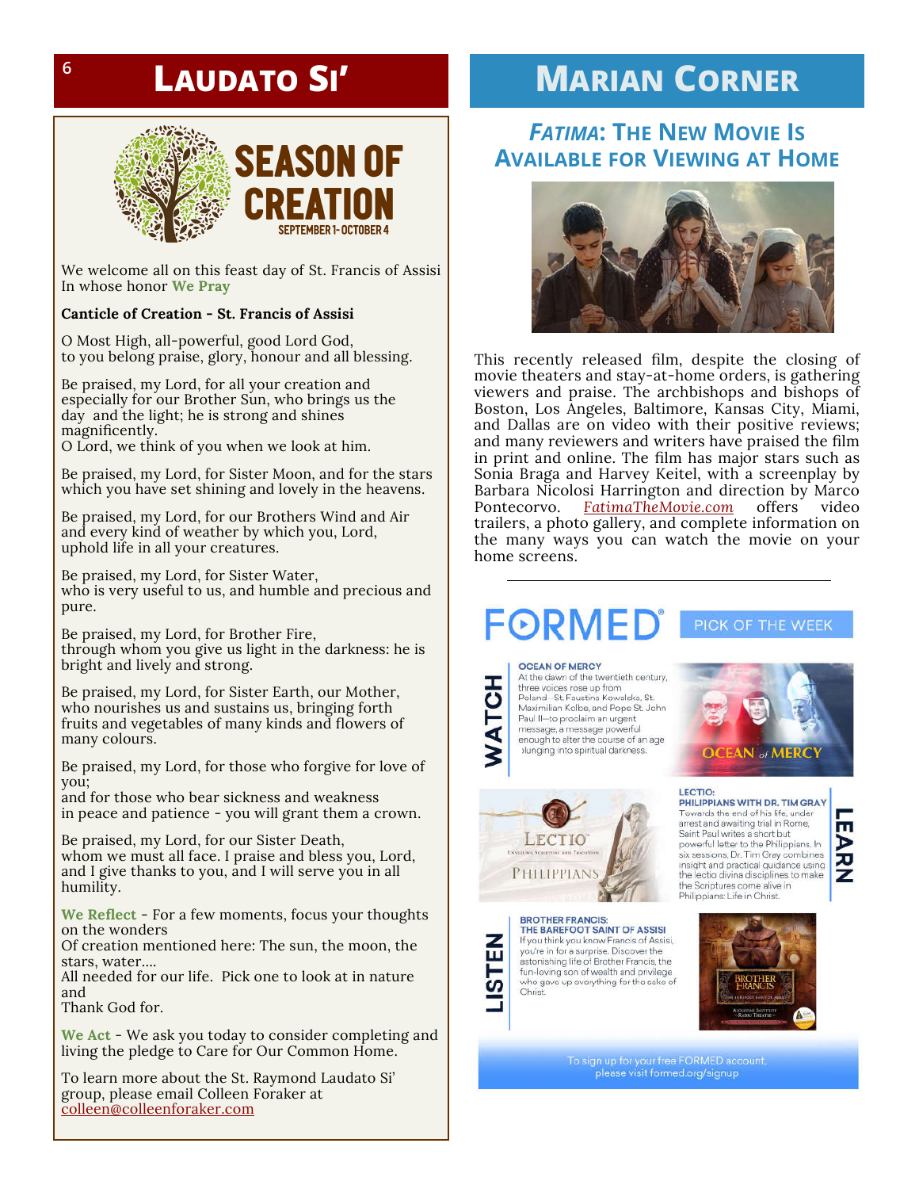# Laudato Si'

## SEASON OF CREATION

SEPTEMBER 1- OCTOBER 4

We welcome all on this feast day of St. Francis of Assisi In whose honor **We Pray**

**Canticle of Creation - St. Francis of Assisi**

O Most High, all-powerful, good Lord God,
to you belong praise, glory, honour and all blessing.

Be praised, my Lord, for all your creation and especially for our Brother Sun, who brings us the day and the light; he is strong and shines magnificently.
O Lord, we think of you when we look at him.

Be praised, my Lord, for Sister Moon, and for the stars which you have set shining and lovely in the heavens.

Be praised, my Lord, for our Brothers Wind and Air and every kind of weather by which you, Lord, uphold life in all your creatures.

Be praised, my Lord, for Sister Water,
who is very useful to us, and humble and precious and pure.

Be praised, my Lord, for Brother Fire,
through whom you give us light in the darkness: he is bright and lively and strong.

Be praised, my Lord, for Sister Earth, our Mother,
who nourishes us and sustains us, bringing forth fruits and vegetables of many kinds and flowers of many colours.

Be praised, my Lord, for those who forgive for love of you;
and for those who bear sickness and weakness
in peace and patience - you will grant them a crown.

Be praised, my Lord, for our Sister Death,
whom we must all face. I praise and bless you, Lord,
and I give thanks to you, and I will serve you in all humility.

**We Reflect** - For a few moments, focus your thoughts on the wonders
Of creation mentioned here: The sun, the moon, the stars, water....
All needed for our life. Pick one to look at in nature and
Thank God for.

**We Act** - We ask you today to consider completing and living the pledge to Care for Our Common Home.

To learn more about the St. Raymond Laudato Si' group, please email Colleen Foraker at colleen@colleenforaker.com

# Marian Corner

## *Fatima*: The New Movie Is Available for Viewing at Home

This recently released film, despite the closing of movie theaters and stay-at-home orders, is gathering viewers and praise. The archbishops and bishops of Boston, Los Angeles, Baltimore, Kansas City, Miami, and Dallas are on video with their positive reviews; and many reviewers and writers have praised the film in print and online. The film has major stars such as Sonia Braga and Harvey Keitel, with a screenplay by Barbara Nicolosi Harrington and direction by Marco Pontecorvo. *FatimaTheMovie.com* offers video trailers, a photo gallery, and complete information on the many ways you can watch the movie on your home screens.

---

## FORMED — PICK OF THE WEEK

**WATCH**

**OCEAN OF MERCY**
At the dawn of the twentieth century, three voices rose up from Poland—St. Faustina Kowalska, St. Maximilian Kolbe, and Pope St. John Paul II—to proclaim an urgent message, a message powerful enough to alter the course of an age plunging into spiritual darkness.

**LEARN**

**LECTIO: PHILIPPIANS WITH DR. TIM GRAY**
Towards the end of his life, under arrest and awaiting trial in Rome, Saint Paul writes a short but powerful letter to the Philippians. In six sessions, Dr. Tim Gray combines insight and practical guidance using the lectio divina disciplines to make the Scriptures come alive in Philippians: Life in Christ.

**LISTEN**

**BROTHER FRANCIS: THE BAREFOOT SAINT OF ASSISI**
If you think you know Francis of Assisi, you're in for a surprise. Discover the astonishing life of Brother Francis, the fun-loving son of wealth and privilege who gave up everything for the sake of Christ.

To sign up for your free FORMED account, please visit formed.org/signup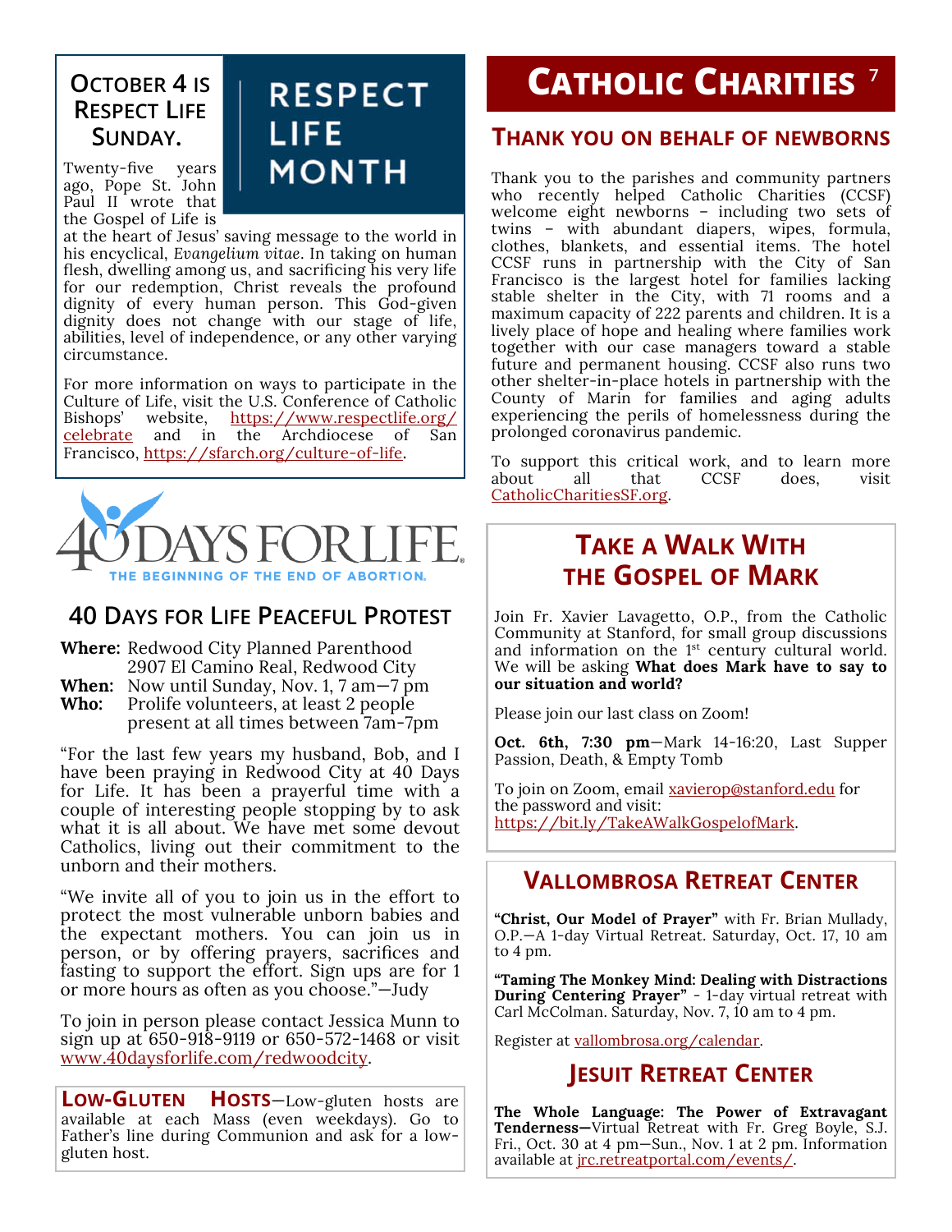## October 4 is Respect Life Sunday.

**RESPECT LIFE MONTH**

Twenty-five years ago, Pope St. John Paul II wrote that the Gospel of Life is at the heart of Jesus' saving message to the world in his encyclical, *Evangelium vitae*. In taking on human flesh, dwelling among us, and sacrificing his very life for our redemption, Christ reveals the profound dignity of every human person. This God-given dignity does not change with our stage of life, abilities, level of independence, or any other varying circumstance.

For more information on ways to participate in the Culture of Life, visit the U.S. Conference of Catholic Bishops' website, https://www.respectlife.org/celebrate and in the Archdiocese of San Francisco, https://sfarch.org/culture-of-life.

40 DAYS FOR LIFE. THE BEGINNING OF THE END OF ABORTION.

## 40 Days for Life Peaceful Protest

**Where:** Redwood City Planned Parenthood
2907 El Camino Real, Redwood City
**When:** Now until Sunday, Nov. 1, 7 am—7 pm
**Who:** Prolife volunteers, at least 2 people present at all times between 7am-7pm

"For the last few years my husband, Bob, and I have been praying in Redwood City at 40 Days for Life. It has been a prayerful time with a couple of interesting people stopping by to ask what it is all about. We have met some devout Catholics, living out their commitment to the unborn and their mothers.

"We invite all of you to join us in the effort to protect the most vulnerable unborn babies and the expectant mothers. You can join us in person, or by offering prayers, sacrifices and fasting to support the effort. Sign ups are for 1 or more hours as often as you choose."—Judy

To join in person please contact Jessica Munn to sign up at 650-918-9119 or 650-572-1468 or visit www.40daysforlife.com/redwoodcity.

**Low-Gluten Hosts**—Low-gluten hosts are available at each Mass (even weekdays). Go to Father's line during Communion and ask for a low-gluten host.

# Catholic Charities

## Thank you on behalf of newborns

Thank you to the parishes and community partners who recently helped Catholic Charities (CCSF) welcome eight newborns – including two sets of twins – with abundant diapers, wipes, formula, clothes, blankets, and essential items. The hotel CCSF runs in partnership with the City of San Francisco is the largest hotel for families lacking stable shelter in the City, with 71 rooms and a maximum capacity of 222 parents and children. It is a lively place of hope and healing where families work together with our case managers toward a stable future and permanent housing. CCSF also runs two other shelter-in-place hotels in partnership with the County of Marin for families and aging adults experiencing the perils of homelessness during the prolonged coronavirus pandemic.

To support this critical work, and to learn more about all that CCSF does, visit CatholicCharitiesSF.org.

## Take a Walk With the Gospel of Mark

Join Fr. Xavier Lavagetto, O.P., from the Catholic Community at Stanford, for small group discussions and information on the 1st century cultural world. We will be asking **What does Mark have to say to our situation and world?**

Please join our last class on Zoom!

**Oct. 6th, 7:30 pm**—Mark 14-16:20, Last Supper Passion, Death, & Empty Tomb

To join on Zoom, email xavierop@stanford.edu for the password and visit: https://bit.ly/TakeAWalkGospelofMark.

## Vallombrosa Retreat Center

**"Christ, Our Model of Prayer"** with Fr. Brian Mullady, O.P.—A 1-day Virtual Retreat. Saturday, Oct. 17, 10 am to 4 pm.

**"Taming The Monkey Mind: Dealing with Distractions During Centering Prayer"** - 1-day virtual retreat with Carl McColman. Saturday, Nov. 7, 10 am to 4 pm.

Register at vallombrosa.org/calendar.

## Jesuit Retreat Center

**The Whole Language: The Power of Extravagant Tenderness—**Virtual Retreat with Fr. Greg Boyle, S.J. Fri., Oct. 30 at 4 pm—Sun., Nov. 1 at 2 pm. Information available at jrc.retreatportal.com/events/.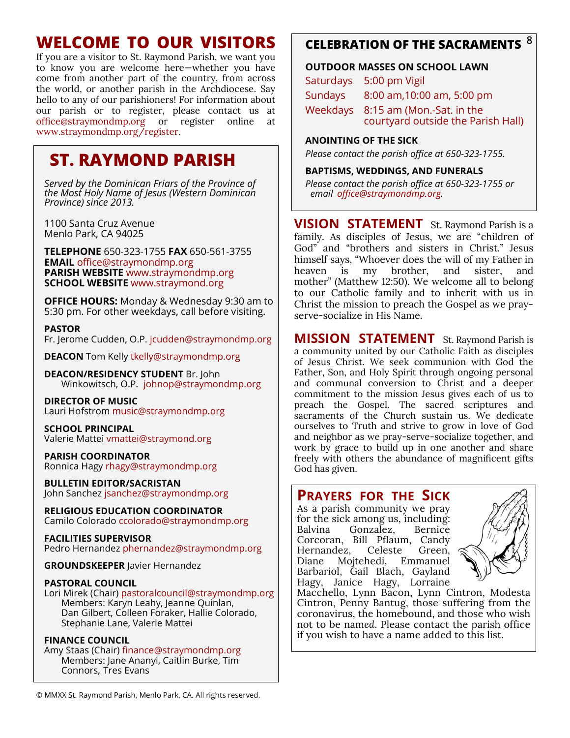# WELCOME TO OUR VISITORS

If you are a visitor to St. Raymond Parish, we want you to know you are welcome here—whether you have come from another part of the country, from across the world, or another parish in the Archdiocese. Say hello to any of our parishioners! For information about our parish or to register, please contact us at office@straymondmp.org or register online at www.straymondmp.org/register.

## ST. RAYMOND PARISH

*Served by the Dominican Friars of the Province of the Most Holy Name of Jesus (Western Dominican Province) since 2013.*

1100 Santa Cruz Avenue
Menlo Park, CA 94025

**TELEPHONE** 650-323-1755 **FAX** 650-561-3755
**EMAIL** office@straymondmp.org
**PARISH WEBSITE** www.straymondmp.org
**SCHOOL WEBSITE** www.straymond.org

**OFFICE HOURS:** Monday & Wednesday 9:30 am to 5:30 pm. For other weekdays, call before visiting.

**PASTOR**
Fr. Jerome Cudden, O.P. jcudden@straymondmp.org

**DEACON** Tom Kelly tkelly@straymondmp.org

**DEACON/RESIDENCY STUDENT** Br. John Winkowitsch, O.P. johnop@straymondmp.org

**DIRECTOR OF MUSIC**
Lauri Hofstrom music@straymondmp.org

**SCHOOL PRINCIPAL**
Valerie Mattei vmattei@straymond.org

**PARISH COORDINATOR**
Ronnica Hagy rhagy@straymondmp.org

**BULLETIN EDITOR/SACRISTAN**
John Sanchez jsanchez@straymondmp.org

**RELIGIOUS EDUCATION COORDINATOR**
Camilo Colorado ccolorado@straymondmp.org

**FACILITIES SUPERVISOR**
Pedro Hernandez phernandez@straymondmp.org

**GROUNDSKEEPER** Javier Hernandez

**PASTORAL COUNCIL**
Lori Mirek (Chair) pastoralcouncil@straymondmp.org
Members: Karyn Leahy, Jeanne Quinlan, Dan Gilbert, Colleen Foraker, Hallie Colorado, Stephanie Lane, Valerie Mattei

**FINANCE COUNCIL**
Amy Staas (Chair) finance@straymondmp.org
Members: Jane Ananyi, Caitlin Burke, Tim Connors, Tres Evans

© MMXX St. Raymond Parish, Menlo Park, CA. All rights reserved.

## CELEBRATION OF THE SACRAMENTS

### OUTDOOR MASSES ON SCHOOL LAWN

| | |
|---|---|
| Saturdays | 5:00 pm Vigil |
| Sundays | 8:00 am, 10:00 am, 5:00 pm |
| Weekdays | 8:15 am (Mon.-Sat. in the courtyard outside the Parish Hall) |

### ANOINTING OF THE SICK

*Please contact the parish office at 650-323-1755.*

### BAPTISMS, WEDDINGS, AND FUNERALS

*Please contact the parish office at 650-323-1755 or email office@straymondmp.org.*

**VISION STATEMENT** St. Raymond Parish is a family. As disciples of Jesus, we are "children of God" and "brothers and sisters in Christ." Jesus himself says, "Whoever does the will of my Father in heaven is my brother, and sister, and mother" (Matthew 12:50). We welcome all to belong to our Catholic family and to inherit with us in Christ the mission to preach the Gospel as we pray-serve-socialize in His Name.

**MISSION STATEMENT** St. Raymond Parish is a community united by our Catholic Faith as disciples of Jesus Christ. We seek communion with God the Father, Son, and Holy Spirit through ongoing personal and communal conversion to Christ and a deeper commitment to the mission Jesus gives each of us to preach the Gospel. The sacred scriptures and sacraments of the Church sustain us. We dedicate ourselves to Truth and strive to grow in love of God and neighbor as we pray-serve-socialize together, and work by grace to build up in one another and share freely with others the abundance of magnificent gifts God has given.

## PRAYERS FOR THE SICK

As a parish community we pray for the sick among us, including: Balvina Gonzalez, Bernice Corcoran, Bill Pflaum, Candy Hernandez, Celeste Green, Diane Mojtehedi, Emmanuel Barbariol, Gail Blach, Gayland Hagy, Janice Hagy, Lorraine Macchello, Lynn Bacon, Lynn Cintron, Modesta Cintron, Penny Bantug, those suffering from the coronavirus, the homebound, and those who wish not to be named. Please contact the parish office if you wish to have a name added to this list.